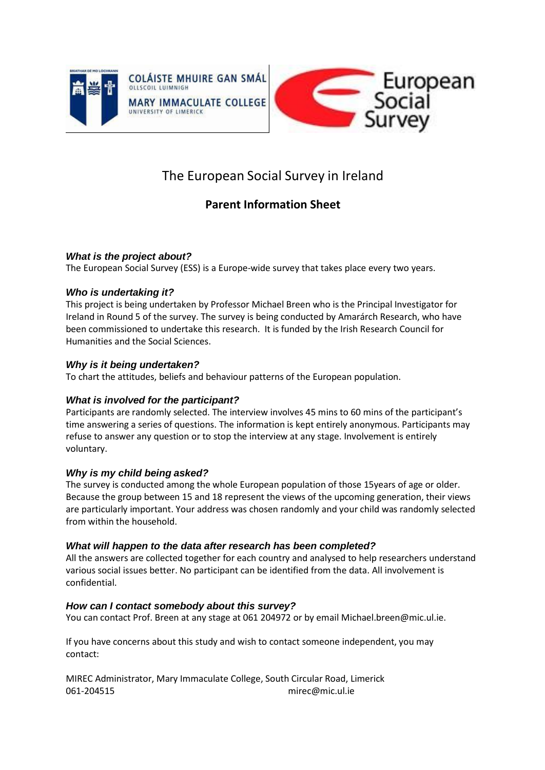# The European Social Survey in Ireland

## Parent Information Sheet

### *What is the project about?*

The European Social Survey (ESS) is a Europe-wide survey that takes place every two years.

### *Who is undertaking it?*

This project is being undertaken by Professor Michael Breen who is the Principal Investigator for Ireland in Round 5 of the survey. The survey is being conducted by Amarárch Research, who have been commissioned to undertake this research. It is funded by the Irish Research Council for Humanities and the Social Sciences.

### *Why is it being undertaken?*

To chart the attitudes, beliefs and behaviour patterns of the European population.

### *What is involved for the participant?*

Participants are randomly selected. The interview involves 45 mins to 60 mins of the participant's time answering a series of questions. The information is kept entirely anonymous. Participants may refuse to answer any question or to stop the interview at any stage. Involvement is entirely voluntary.

### *Why is my child being asked?*

The survey is conducted among the whole European population of those 15years of age or older. Because the group between 15 and 18 represent the views of the upcoming generation, their views are particularly important. Your address was chosen randomly and your child was randomly selected from within the household.

### *What will happen to the data after research has been completed?*

All the answers are collected together for each country and analysed to help researchers understand various social issues better. No participant can be identified from the data. All involvement is confidential.

### *How can I contact somebody about this survey?*

You can contact Prof. Breen at any stage at 061 204972 or by email Michael.breen@mic.ul.ie.

If you have concerns about this study and wish to contact someone independent, you may contact:

MIREC Administrator, Mary Immaculate College, South Circular Road, Limerick
061-204515 mirec@mic.ul.ie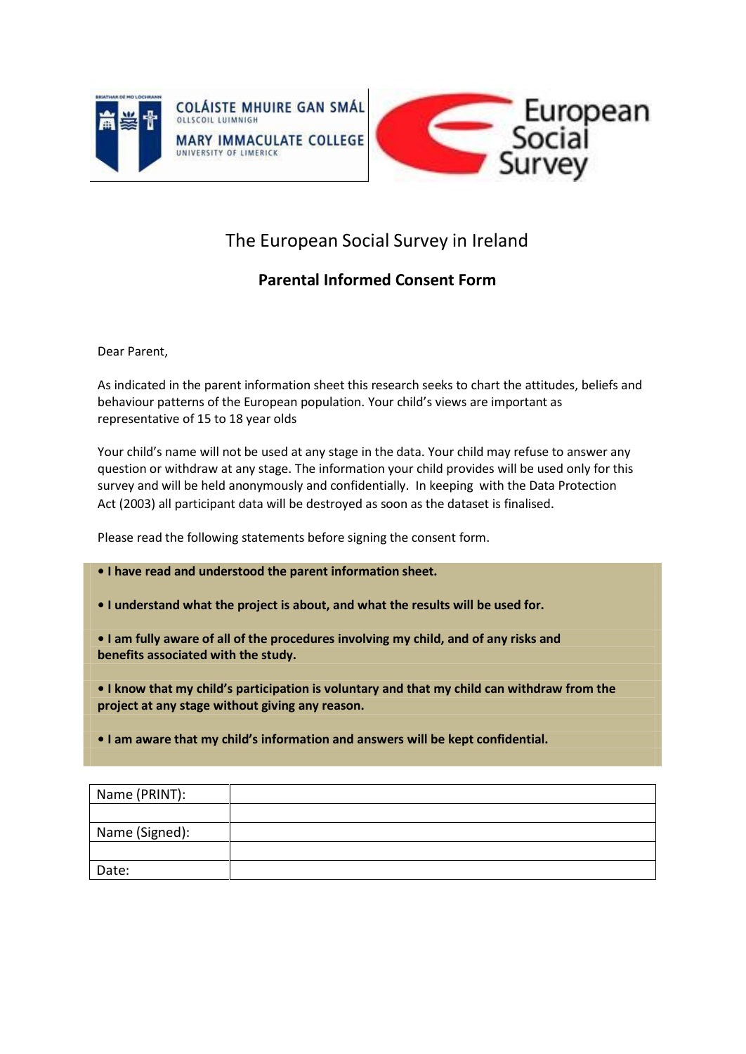COLÁISTE MHUIRE GAN SMÁL
OLLSCOIL LUIMNIGH
MARY IMMACULATE COLLEGE
UNIVERSITY OF LIMERICK

European Social Survey

# The European Social Survey in Ireland

## Parental Informed Consent Form

Dear Parent,

As indicated in the parent information sheet this research seeks to chart the attitudes, beliefs and behaviour patterns of the European population. Your child's views are important as representative of 15 to 18 year olds

Your child's name will not be used at any stage in the data. Your child may refuse to answer any question or withdraw at any stage. The information your child provides will be used only for this survey and will be held anonymously and confidentially. In keeping with the Data Protection Act (2003) all participant data will be destroyed as soon as the dataset is finalised.

Please read the following statements before signing the consent form.

- **I have read and understood the parent information sheet.**
- **I understand what the project is about, and what the results will be used for.**
- **I am fully aware of all of the procedures involving my child, and of any risks and benefits associated with the study.**
- **I know that my child's participation is voluntary and that my child can withdraw from the project at any stage without giving any reason.**
- **I am aware that my child's information and answers will be kept confidential.**

| | |
|---|---|
| Name (PRINT): | |
| | |
| Name (Signed): | |
| | |
| Date: | |